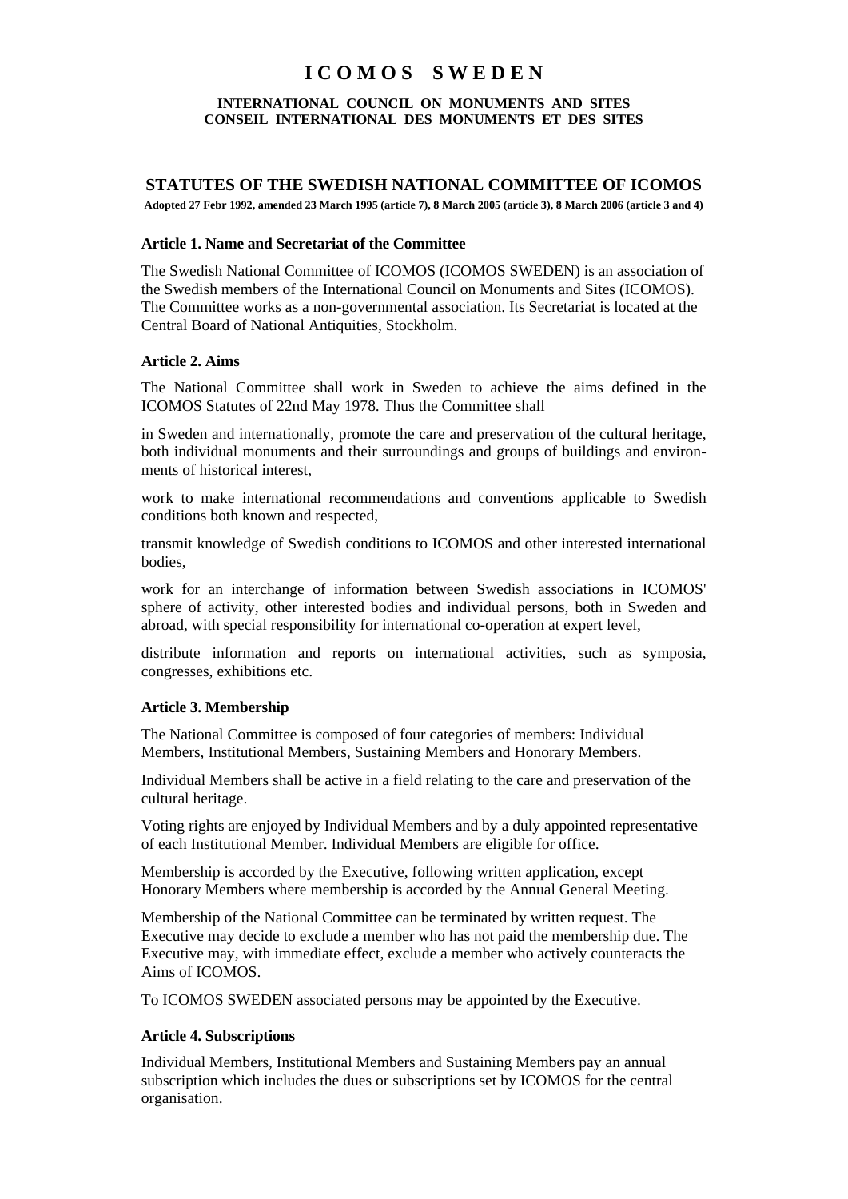# I C O M O S   S W E D E N

**INTERNATIONAL COUNCIL ON MONUMENTS AND SITES**
**CONSEIL INTERNATIONAL DES MONUMENTS ET DES SITES**

## STATUTES OF THE SWEDISH NATIONAL COMMITTEE OF ICOMOS

**Adopted 27 Febr 1992, amended 23 March 1995 (article 7), 8 March 2005 (article 3), 8 March 2006 (article 3 and 4)**

### Article 1. Name and Secretariat of the Committee

The Swedish National Committee of ICOMOS (ICOMOS SWEDEN) is an association of the Swedish members of the International Council on Monuments and Sites (ICOMOS). The Committee works as a non-governmental association. Its Secretariat is located at the Central Board of National Antiquities, Stockholm.

### Article 2. Aims

The National Committee shall work in Sweden to achieve the aims defined in the ICOMOS Statutes of 22nd May 1978. Thus the Committee shall

in Sweden and internationally, promote the care and preservation of the cultural heritage, both individual monuments and their surroundings and groups of buildings and environments of historical interest,

work to make international recommendations and conventions applicable to Swedish conditions both known and respected,

transmit knowledge of Swedish conditions to ICOMOS and other interested international bodies,

work for an interchange of information between Swedish associations in ICOMOS' sphere of activity, other interested bodies and individual persons, both in Sweden and abroad, with special responsibility for international co-operation at expert level,

distribute information and reports on international activities, such as symposia, congresses, exhibitions etc.

### Article 3. Membership

The National Committee is composed of four categories of members: Individual Members, Institutional Members, Sustaining Members and Honorary Members.

Individual Members shall be active in a field relating to the care and preservation of the cultural heritage.

Voting rights are enjoyed by Individual Members and by a duly appointed representative of each Institutional Member. Individual Members are eligible for office.

Membership is accorded by the Executive, following written application, except Honorary Members where membership is accorded by the Annual General Meeting.

Membership of the National Committee can be terminated by written request. The Executive may decide to exclude a member who has not paid the membership due. The Executive may, with immediate effect, exclude a member who actively counteracts the Aims of ICOMOS.

To ICOMOS SWEDEN associated persons may be appointed by the Executive.

### Article 4. Subscriptions

Individual Members, Institutional Members and Sustaining Members pay an annual subscription which includes the dues or subscriptions set by ICOMOS for the central organisation.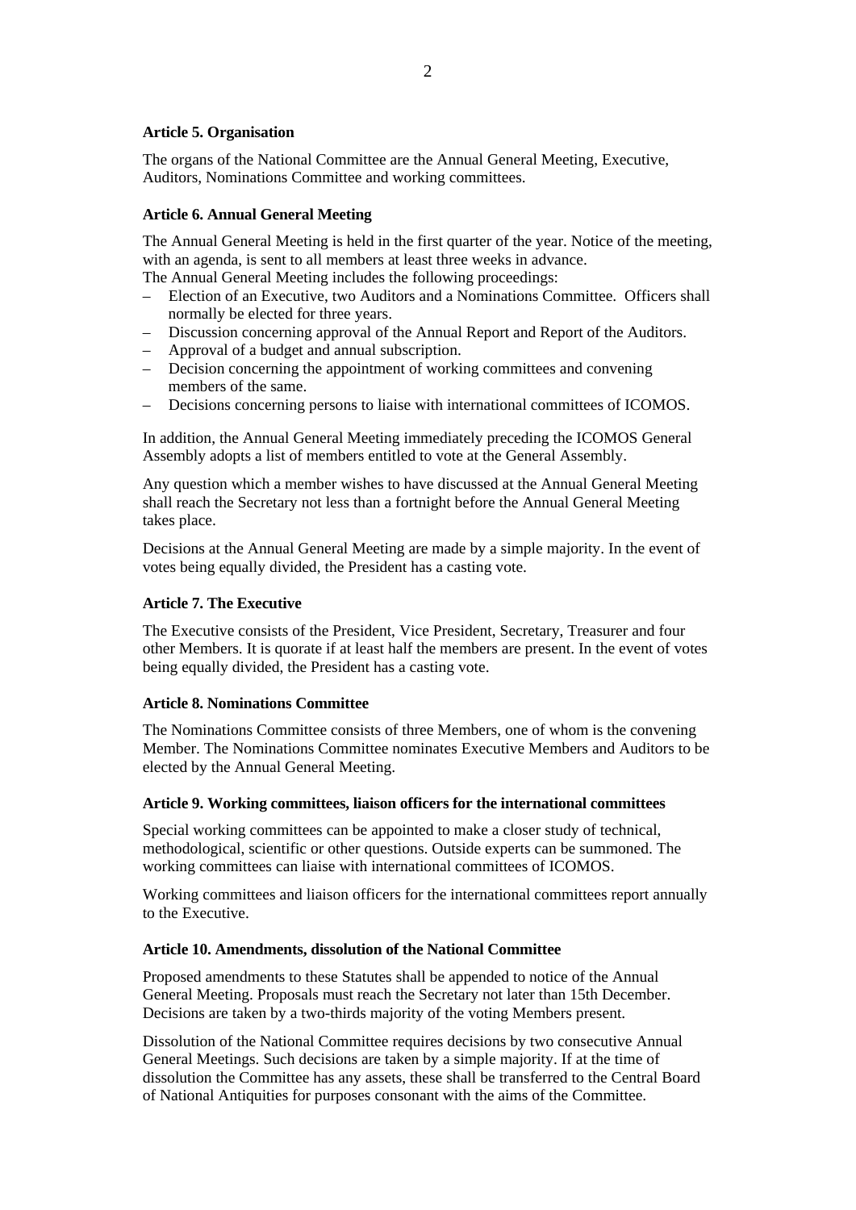**Article 5. Organisation**

The organs of the National Committee are the Annual General Meeting, Executive, Auditors, Nominations Committee and working committees.

**Article 6. Annual General Meeting**

The Annual General Meeting is held in the first quarter of the year. Notice of the meeting, with an agenda, is sent to all members at least three weeks in advance.
The Annual General Meeting includes the following proceedings:

- Election of an Executive, two Auditors and a Nominations Committee. Officers shall normally be elected for three years.
- Discussion concerning approval of the Annual Report and Report of the Auditors.
- Approval of a budget and annual subscription.
- Decision concerning the appointment of working committees and convening members of the same.
- Decisions concerning persons to liaise with international committees of ICOMOS.

In addition, the Annual General Meeting immediately preceding the ICOMOS General Assembly adopts a list of members entitled to vote at the General Assembly.

Any question which a member wishes to have discussed at the Annual General Meeting shall reach the Secretary not less than a fortnight before the Annual General Meeting takes place.

Decisions at the Annual General Meeting are made by a simple majority. In the event of votes being equally divided, the President has a casting vote.

**Article 7. The Executive**

The Executive consists of the President, Vice President, Secretary, Treasurer and four other Members. It is quorate if at least half the members are present. In the event of votes being equally divided, the President has a casting vote.

**Article 8. Nominations Committee**

The Nominations Committee consists of three Members, one of whom is the convening Member. The Nominations Committee nominates Executive Members and Auditors to be elected by the Annual General Meeting.

**Article 9. Working committees, liaison officers for the international committees**

Special working committees can be appointed to make a closer study of technical, methodological, scientific or other questions. Outside experts can be summoned. The working committees can liaise with international committees of ICOMOS.

Working committees and liaison officers for the international committees report annually to the Executive.

**Article 10. Amendments, dissolution of the National Committee**

Proposed amendments to these Statutes shall be appended to notice of the Annual General Meeting. Proposals must reach the Secretary not later than 15th December. Decisions are taken by a two-thirds majority of the voting Members present.

Dissolution of the National Committee requires decisions by two consecutive Annual General Meetings. Such decisions are taken by a simple majority. If at the time of dissolution the Committee has any assets, these shall be transferred to the Central Board of National Antiquities for purposes consonant with the aims of the Committee.